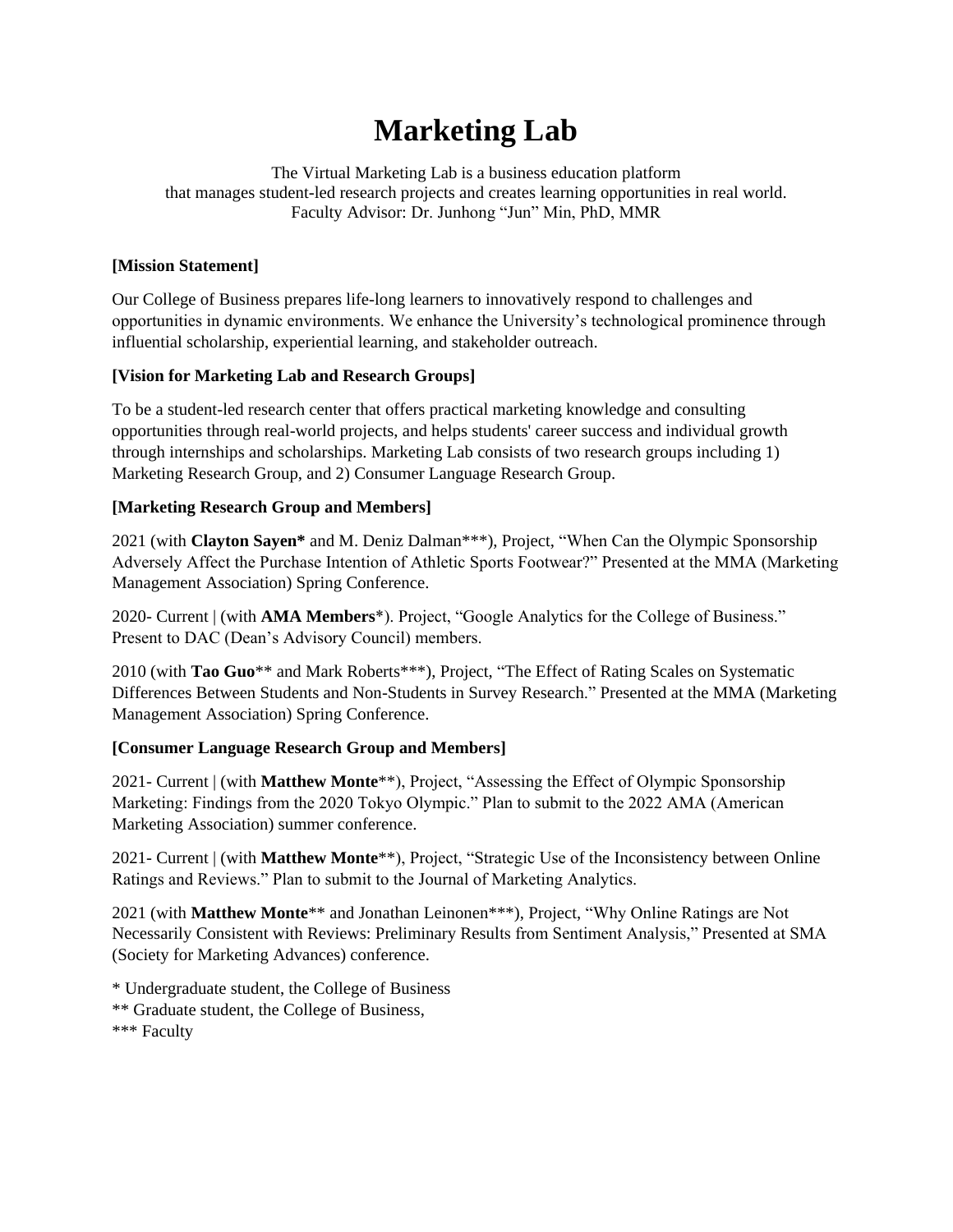# Marketing Lab

The Virtual Marketing Lab is a business education platform
that manages student-led research projects and creates learning opportunities in real world.
Faculty Advisor: Dr. Junhong "Jun" Min, PhD, MMR

**[Mission Statement]**

Our College of Business prepares life-long learners to innovatively respond to challenges and opportunities in dynamic environments. We enhance the University's technological prominence through influential scholarship, experiential learning, and stakeholder outreach.

**[Vision for Marketing Lab and Research Groups]**

To be a student-led research center that offers practical marketing knowledge and consulting opportunities through real-world projects, and helps students' career success and individual growth through internships and scholarships. Marketing Lab consists of two research groups including 1) Marketing Research Group, and 2) Consumer Language Research Group.

**[Marketing Research Group and Members]**

2021 (with **Clayton Sayen*** and M. Deniz Dalman***), Project, "When Can the Olympic Sponsorship Adversely Affect the Purchase Intention of Athletic Sports Footwear?" Presented at the MMA (Marketing Management Association) Spring Conference.

2020- Current | (with **AMA Members***). Project, "Google Analytics for the College of Business." Present to DAC (Dean's Advisory Council) members.

2010 (with **Tao Guo**** and Mark Roberts***), Project, "The Effect of Rating Scales on Systematic Differences Between Students and Non-Students in Survey Research." Presented at the MMA (Marketing Management Association) Spring Conference.

**[Consumer Language Research Group and Members]**

2021- Current | (with **Matthew Monte****), Project, "Assessing the Effect of Olympic Sponsorship Marketing: Findings from the 2020 Tokyo Olympic." Plan to submit to the 2022 AMA (American Marketing Association) summer conference.

2021- Current | (with **Matthew Monte****), Project, "Strategic Use of the Inconsistency between Online Ratings and Reviews." Plan to submit to the Journal of Marketing Analytics.

2021 (with **Matthew Monte**** and Jonathan Leinonen***), Project, "Why Online Ratings are Not Necessarily Consistent with Reviews: Preliminary Results from Sentiment Analysis," Presented at SMA (Society for Marketing Advances) conference.

\* Undergraduate student, the College of Business
\** Graduate student, the College of Business,
\*** Faculty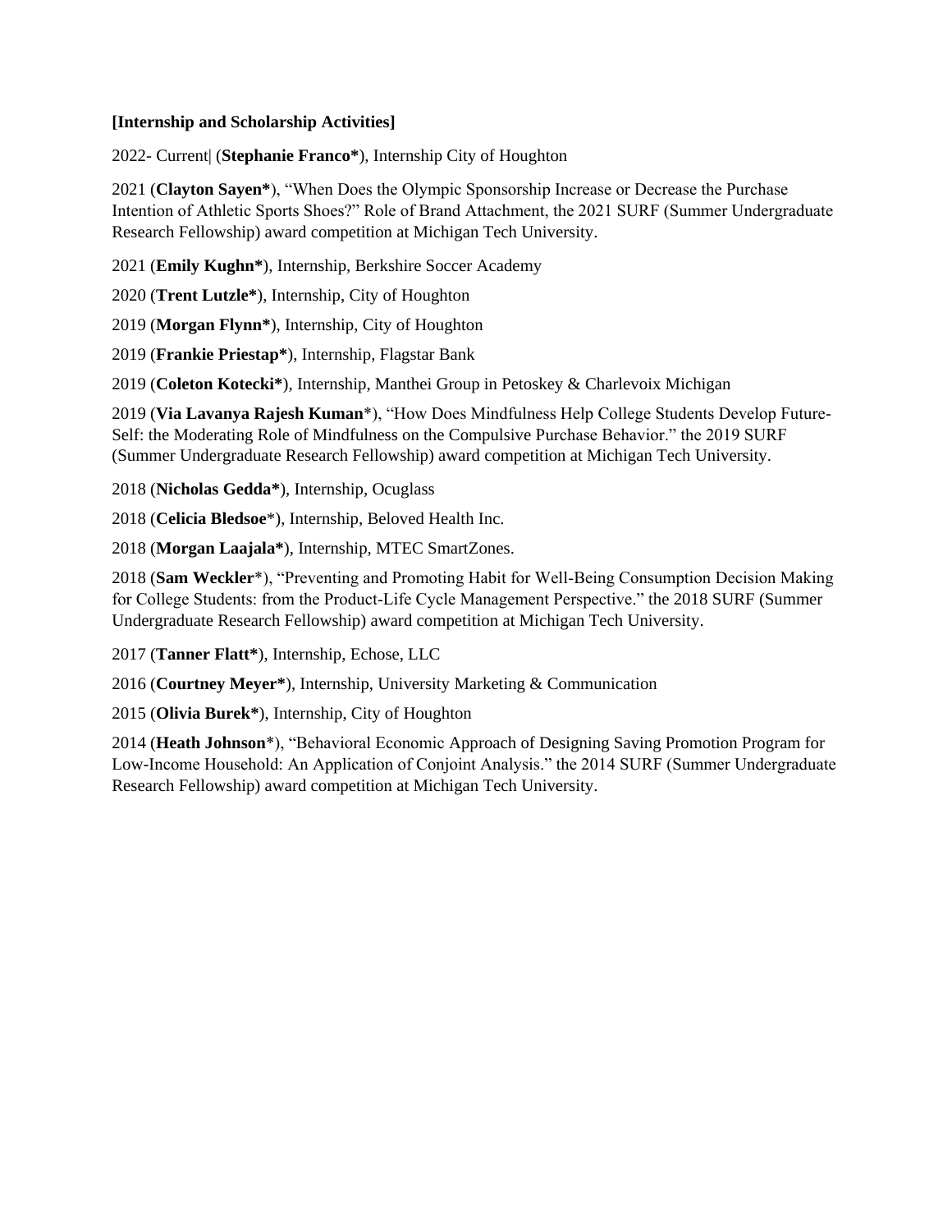**[Internship and Scholarship Activities]**

2022- Current| (**Stephanie Franco***), Internship City of Houghton

2021 (**Clayton Sayen***), "When Does the Olympic Sponsorship Increase or Decrease the Purchase Intention of Athletic Sports Shoes?" Role of Brand Attachment, the 2021 SURF (Summer Undergraduate Research Fellowship) award competition at Michigan Tech University.

2021 (**Emily Kughn***), Internship, Berkshire Soccer Academy

2020 (**Trent Lutzle***), Internship, City of Houghton

2019 (**Morgan Flynn***), Internship, City of Houghton

2019 (**Frankie Priestap***), Internship, Flagstar Bank

2019 (**Coleton Kotecki***), Internship, Manthei Group in Petoskey & Charlevoix Michigan

2019 (**Via Lavanya Rajesh Kuman***), "How Does Mindfulness Help College Students Develop Future-Self: the Moderating Role of Mindfulness on the Compulsive Purchase Behavior." the 2019 SURF (Summer Undergraduate Research Fellowship) award competition at Michigan Tech University.

2018 (**Nicholas Gedda***), Internship, Ocuglass

2018 (**Celicia Bledsoe***), Internship, Beloved Health Inc.

2018 (**Morgan Laajala***), Internship, MTEC SmartZones.

2018 (**Sam Weckler***), "Preventing and Promoting Habit for Well-Being Consumption Decision Making for College Students: from the Product-Life Cycle Management Perspective." the 2018 SURF (Summer Undergraduate Research Fellowship) award competition at Michigan Tech University.

2017 (**Tanner Flatt***), Internship, Echose, LLC

2016 (**Courtney Meyer***), Internship, University Marketing & Communication

2015 (**Olivia Burek***), Internship, City of Houghton

2014 (**Heath Johnson***), "Behavioral Economic Approach of Designing Saving Promotion Program for Low-Income Household: An Application of Conjoint Analysis." the 2014 SURF (Summer Undergraduate Research Fellowship) award competition at Michigan Tech University.